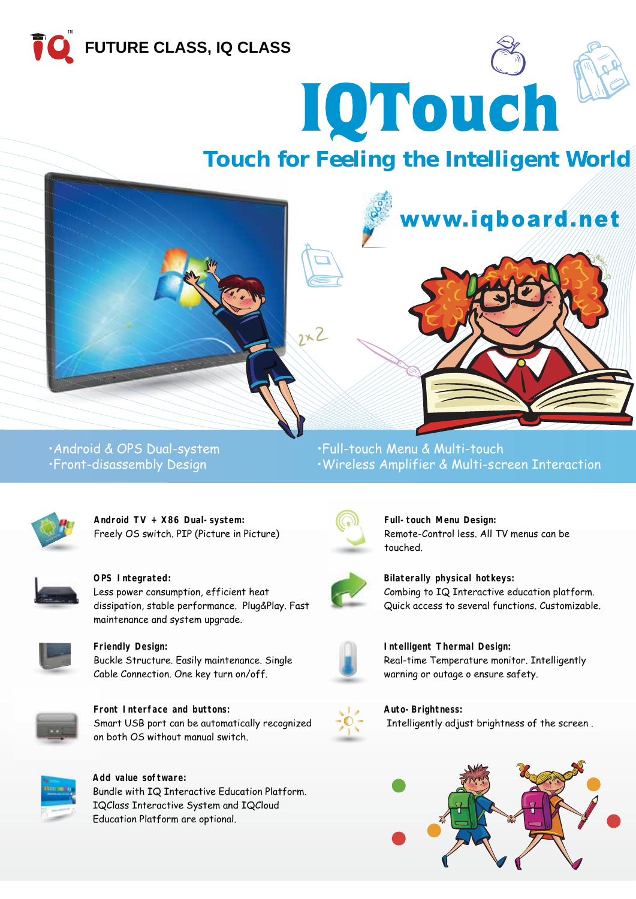**FUTURE CLASS, IQ CLASS**

# IQTouch

## Touch for Feeling the Intelligent World

www.iqboard.net

- Android & OPS Dual-system
- Front-disassembly Design
- Full-touch Menu & Multi-touch
- Wireless Amplifier & Multi-screen Interaction

**Android TV + X86 Dual-system:**
Freely OS switch. PIP (Picture in Picture)

**OPS Integrated:**
Less power consumption, efficient heat dissipation, stable performance. Plug&Play. Fast maintenance and system upgrade.

**Friendly Design:**
Buckle Structure. Easily maintenance. Single Cable Connection. One key turn on/off.

**Front Interface and buttons:**
Smart USB port can be automatically recognized on both OS without manual switch.

**Add value software:**
Bundle with IQ Interactive Education Platform. IQClass Interactive System and IQCloud Education Platform are optional.

**Full-touch Menu Design:**
Remote-Control less. All TV menus can be touched.

**Bilaterally physical hotkeys:**
Combing to IQ Interactive education platform. Quick access to several functions. Customizable.

**Intelligent Thermal Design:**
Real-time Temperature monitor. Intelligently warning or outage o ensure safety.

**Auto-Brightness:**
Intelligently adjust brightness of the screen .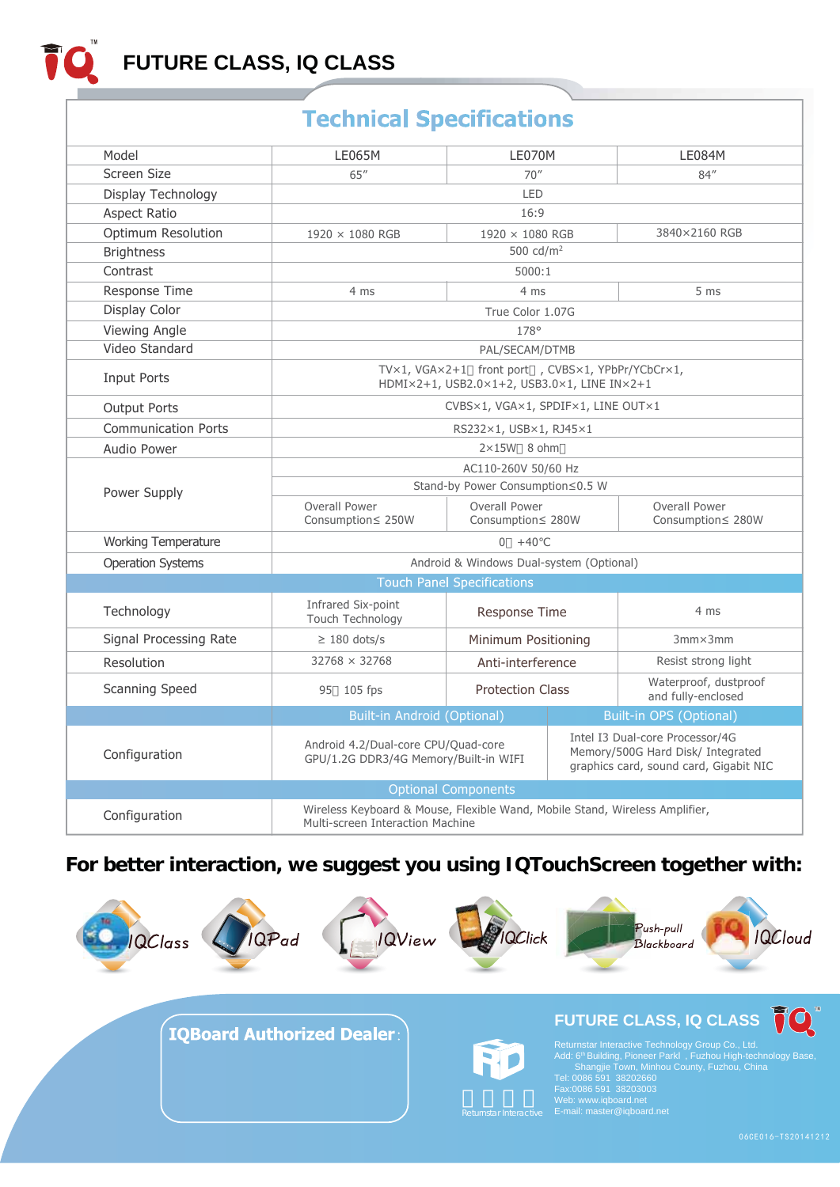# FUTURE CLASS, IQ CLASS

## Technical Specifications

| Model | LE065M | LE070M | LE084M |
|---|---|---|---|
| Screen Size | 65″ | 70″ | 84″ |
| Display Technology | LED | | |
| Aspect Ratio | 16:9 | | |
| Optimum Resolution | 1920 × 1080 RGB | 1920 × 1080 RGB | 3840×2160 RGB |
| Brightness | 500 cd/m² | | |
| Contrast | 5000:1 | | |
| Response Time | 4 ms | 4 ms | 5 ms |
| Display Color | True Color 1.07G | | |
| Viewing Angle | 178° | | |
| Video Standard | PAL/SECAM/DTMB | | |
| Input Ports | TV×1, VGA×2+1（front port）, CVBS×1, YPbPr/YCbCr×1, HDMI×2+1, USB2.0×1+2, USB3.0×1, LINE IN×2+1 | | |
| Output Ports | CVBS×1, VGA×1, SPDIF×1, LINE OUT×1 | | |
| Communication Ports | RS232×1, USB×1, RJ45×1 | | |
| Audio Power | 2×15W（8 ohm） | | |
| Power Supply | AC110-260V 50/60 Hz | | |
| | Stand-by Power Consumption≤0.5 W | | |
| | Overall Power Consumption≤ 250W | Overall Power Consumption≤ 280W | Overall Power Consumption≤ 280W |
| Working Temperature | 0～+40°C | | |
| Operation Systems | Android & Windows Dual-system (Optional) | | |
| **Touch Panel Specifications** | | | |
| Technology | Infrared Six-point Touch Technology | Response Time | 4 ms |
| Signal Processing Rate | ≥ 180 dots/s | Minimum Positioning | 3mm×3mm |
| Resolution | 32768 × 32768 | Anti-interference | Resist strong light |
| Scanning Speed | 95～105 fps | Protection Class | Waterproof, dustproof and fully-enclosed |
| | **Built-in Android (Optional)** | **Built-in OPS (Optional)** | |
| Configuration | Android 4.2/Dual-core CPU/Quad-core GPU/1.2G DDR3/4G Memory/Built-in WIFI | Intel I3 Dual-core Processor/4G Memory/500G Hard Disk/ Integrated graphics card, sound card, Gigabit NIC | |
| **Optional Components** | | | |
| Configuration | Wireless Keyboard & Mouse, Flexible Wand, Mobile Stand, Wireless Amplifier, Multi-screen Interaction Machine | | |

## For better interaction, we suggest you using IQTouchScreen together with:

IQClass · IQPad · IQView · IQClick · Push-pull Blackboard · IQCloud

**IQBoard Authorized Dealer:**

Returnstar Interactive

**FUTURE CLASS, IQ CLASS**

Returnstar Interactive Technology Group Co., Ltd.
Add: 6th Building, Pioneer Park, Fuzhou High-technology Base, Shangjie Town, Minhou County, Fuzhou, China
Tel: 0086 591 38202660
Fax:0086 591 38203003
Web: www.iqboard.net
E-mail: master@iqboard.net

06CE016-TS20141212